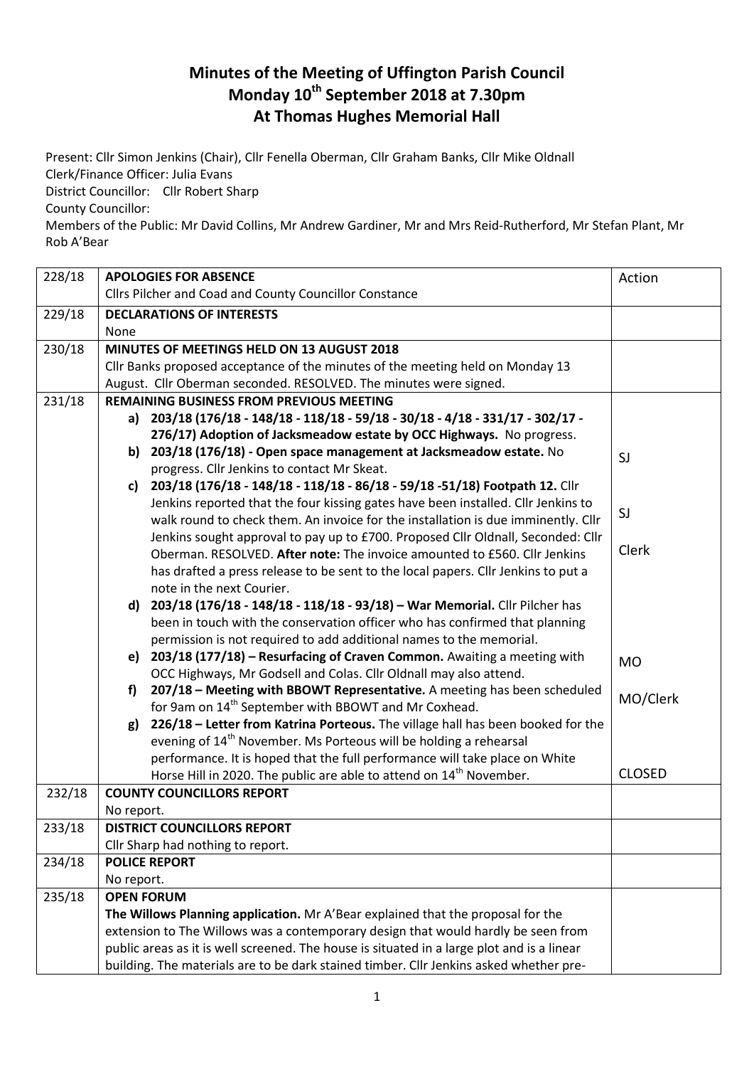# Minutes of the Meeting of Uffington Parish Council
# Monday 10th September 2018 at 7.30pm
# At Thomas Hughes Memorial Hall

Present: Cllr Simon Jenkins (Chair), Cllr Fenella Oberman, Cllr Graham Banks, Cllr Mike Oldnall
Clerk/Finance Officer: Julia Evans
District Councillor: Cllr Robert Sharp
County Councillor:
Members of the Public: Mr David Collins, Mr Andrew Gardiner, Mr and Mrs Reid-Rutherford, Mr Stefan Plant, Mr Rob A'Bear

| | | Action |
|---|---|---|
| 228/18 | **APOLOGIES FOR ABSENCE**<br>Cllrs Pilcher and Coad and County Councillor Constance | |
| 229/18 | **DECLARATIONS OF INTERESTS**<br>None | |
| 230/18 | **MINUTES OF MEETINGS HELD ON 13 AUGUST 2018**<br>Cllr Banks proposed acceptance of the minutes of the meeting held on Monday 13 August. Cllr Oberman seconded. RESOLVED. The minutes were signed. | |
| 231/18 | **REMAINING BUSINESS FROM PREVIOUS MEETING**<br>a) **203/18 (176/18 - 148/18 - 118/18 - 59/18 - 30/18 - 4/18 - 331/17 - 302/17 - 276/17) Adoption of Jacksmeadow estate by OCC Highways.** No progress.<br>b) **203/18 (176/18) - Open space management at Jacksmeadow estate.** No progress. Cllr Jenkins to contact Mr Skeat.<br>c) **203/18 (176/18 - 148/18 - 118/18 - 86/18 - 59/18 -51/18) Footpath 12.** Cllr Jenkins reported that the four kissing gates have been installed. Cllr Jenkins to walk round to check them. An invoice for the installation is due imminently. Cllr Jenkins sought approval to pay up to £700. Proposed Cllr Oldnall, Seconded: Cllr Oberman. RESOLVED. **After note:** The invoice amounted to £560. Cllr Jenkins has drafted a press release to be sent to the local papers. Cllr Jenkins to put a note in the next Courier.<br>d) **203/18 (176/18 - 148/18 - 118/18 - 93/18) – War Memorial.** Cllr Pilcher has been in touch with the conservation officer who has confirmed that planning permission is not required to add additional names to the memorial.<br>e) **203/18 (177/18) – Resurfacing of Craven Common.** Awaiting a meeting with OCC Highways, Mr Godsell and Colas. Cllr Oldnall may also attend.<br>f) **207/18 – Meeting with BBOWT Representative.** A meeting has been scheduled for 9am on 14th September with BBOWT and Mr Coxhead.<br>g) **226/18 – Letter from Katrina Porteous.** The village hall has been booked for the evening of 14th November. Ms Porteous will be holding a rehearsal performance. It is hoped that the full performance will take place on White Horse Hill in 2020. The public are able to attend on 14th November. | SJ<br><br>SJ<br><br>Clerk<br><br>MO<br><br>MO/Clerk<br><br>CLOSED |
| 232/18 | **COUNTY COUNCILLORS REPORT**<br>No report. | |
| 233/18 | **DISTRICT COUNCILLORS REPORT**<br>Cllr Sharp had nothing to report. | |
| 234/18 | **POLICE REPORT**<br>No report. | |
| 235/18 | **OPEN FORUM**<br>**The Willows Planning application.** Mr A'Bear explained that the proposal for the extension to The Willows was a contemporary design that would hardly be seen from public areas as it is well screened. The house is situated in a large plot and is a linear building. The materials are to be dark stained timber. Cllr Jenkins asked whether pre- | |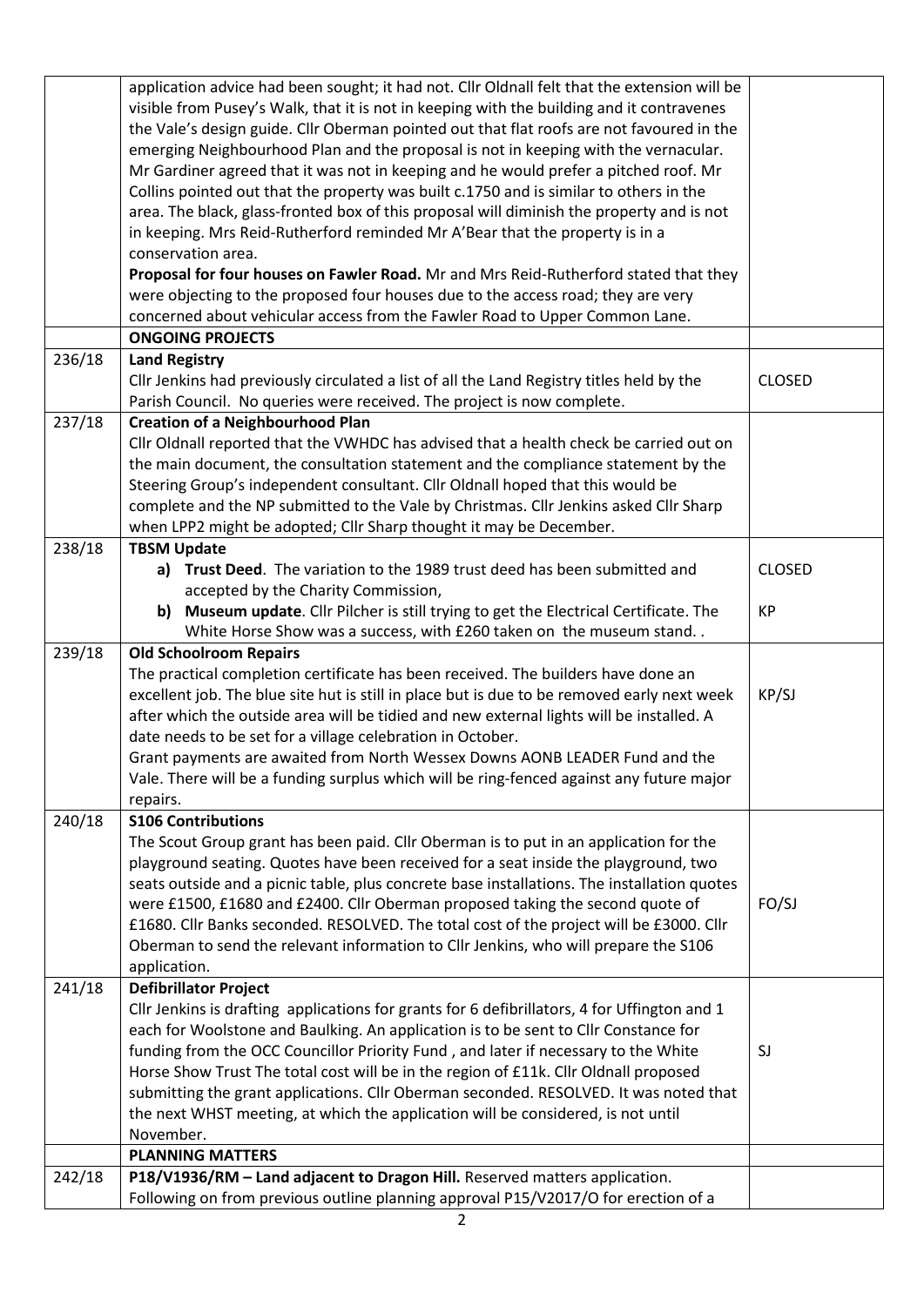| | | |
|---|---|---|
| | application advice had been sought; it had not. Cllr Oldnall felt that the extension will be visible from Pusey's Walk, that it is not in keeping with the building and it contravenes the Vale's design guide. Cllr Oberman pointed out that flat roofs are not favoured in the emerging Neighbourhood Plan and the proposal is not in keeping with the vernacular. Mr Gardiner agreed that it was not in keeping and he would prefer a pitched roof. Mr Collins pointed out that the property was built c.1750 and is similar to others in the area. The black, glass-fronted box of this proposal will diminish the property and is not in keeping. Mrs Reid-Rutherford reminded Mr A'Bear that the property is in a conservation area.<br>**Proposal for four houses on Fawler Road.** Mr and Mrs Reid-Rutherford stated that they were objecting to the proposed four houses due to the access road; they are very concerned about vehicular access from the Fawler Road to Upper Common Lane. | |
| | **ONGOING PROJECTS** | |
| 236/18 | **Land Registry**<br>Cllr Jenkins had previously circulated a list of all the Land Registry titles held by the Parish Council. No queries were received. The project is now complete. | CLOSED |
| 237/18 | **Creation of a Neighbourhood Plan**<br>Cllr Oldnall reported that the VWHDC has advised that a health check be carried out on the main document, the consultation statement and the compliance statement by the Steering Group's independent consultant. Cllr Oldnall hoped that this would be complete and the NP submitted to the Vale by Christmas. Cllr Jenkins asked Cllr Sharp when LPP2 might be adopted; Cllr Sharp thought it may be December. | |
| 238/18 | **TBSM Update**<br>**a) Trust Deed**. The variation to the 1989 trust deed has been submitted and accepted by the Charity Commission,<br>**b) Museum update**. Cllr Pilcher is still trying to get the Electrical Certificate. The White Horse Show was a success, with £260 taken on the museum stand. . | CLOSED<br><br>KP |
| 239/18 | **Old Schoolroom Repairs**<br>The practical completion certificate has been received. The builders have done an excellent job. The blue site hut is still in place but is due to be removed early next week after which the outside area will be tidied and new external lights will be installed. A date needs to be set for a village celebration in October.<br>Grant payments are awaited from North Wessex Downs AONB LEADER Fund and the Vale. There will be a funding surplus which will be ring-fenced against any future major repairs. | KP/SJ |
| 240/18 | **S106 Contributions**<br>The Scout Group grant has been paid. Cllr Oberman is to put in an application for the playground seating. Quotes have been received for a seat inside the playground, two seats outside and a picnic table, plus concrete base installations. The installation quotes were £1500, £1680 and £2400. Cllr Oberman proposed taking the second quote of £1680. Cllr Banks seconded. RESOLVED. The total cost of the project will be £3000. Cllr Oberman to send the relevant information to Cllr Jenkins, who will prepare the S106 application. | FO/SJ |
| 241/18 | **Defibrillator Project**<br>Cllr Jenkins is drafting applications for grants for 6 defibrillators, 4 for Uffington and 1 each for Woolstone and Baulking. An application is to be sent to Cllr Constance for funding from the OCC Councillor Priority Fund , and later if necessary to the White Horse Show Trust The total cost will be in the region of £11k. Cllr Oldnall proposed submitting the grant applications. Cllr Oberman seconded. RESOLVED. It was noted that the next WHST meeting, at which the application will be considered, is not until November. | SJ |
| | **PLANNING MATTERS** | |
| 242/18 | **P18/V1936/RM – Land adjacent to Dragon Hill.** Reserved matters application. Following on from previous outline planning approval P15/V2017/O for erection of a | |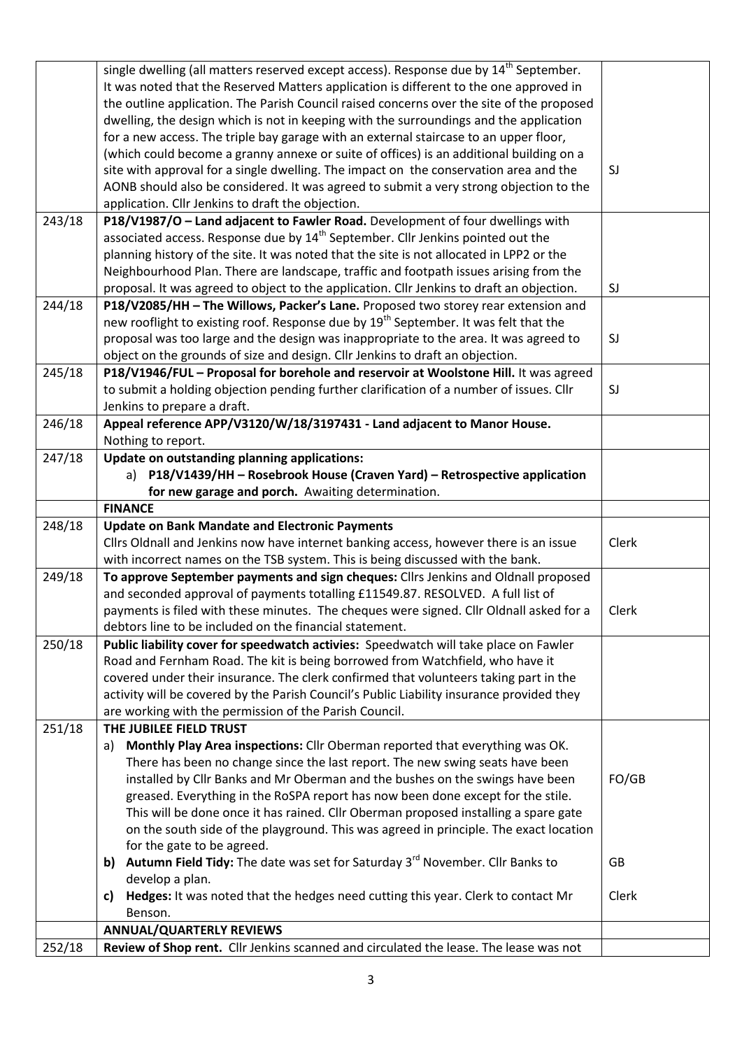| | | |
|---|---|---|
| | single dwelling (all matters reserved except access). Response due by 14th September. It was noted that the Reserved Matters application is different to the one approved in the outline application. The Parish Council raised concerns over the site of the proposed dwelling, the design which is not in keeping with the surroundings and the application for a new access. The triple bay garage with an external staircase to an upper floor, (which could become a granny annexe or suite of offices) is an additional building on a site with approval for a single dwelling. The impact on the conservation area and the AONB should also be considered. It was agreed to submit a very strong objection to the application. Cllr Jenkins to draft the objection. | SJ |
| 243/18 | **P18/V1987/O – Land adjacent to Fawler Road.** Development of four dwellings with associated access. Response due by 14th September. Cllr Jenkins pointed out the planning history of the site. It was noted that the site is not allocated in LPP2 or the Neighbourhood Plan. There are landscape, traffic and footpath issues arising from the proposal. It was agreed to object to the application. Cllr Jenkins to draft an objection. | SJ |
| 244/18 | **P18/V2085/HH – The Willows, Packer's Lane.** Proposed two storey rear extension and new rooflight to existing roof. Response due by 19th September. It was felt that the proposal was too large and the design was inappropriate to the area. It was agreed to object on the grounds of size and design. Cllr Jenkins to draft an objection. | SJ |
| 245/18 | **P18/V1946/FUL – Proposal for borehole and reservoir at Woolstone Hill.** It was agreed to submit a holding objection pending further clarification of a number of issues. Cllr Jenkins to prepare a draft. | SJ |
| 246/18 | **Appeal reference APP/V3120/W/18/3197431 - Land adjacent to Manor House.** Nothing to report. | |
| 247/18 | **Update on outstanding planning applications:**<br>a) **P18/V1439/HH – Rosebrook House (Craven Yard) – Retrospective application for new garage and porch.** Awaiting determination. | |
| | **FINANCE** | |
| 248/18 | **Update on Bank Mandate and Electronic Payments**<br>Cllrs Oldnall and Jenkins now have internet banking access, however there is an issue with incorrect names on the TSB system. This is being discussed with the bank. | Clerk |
| 249/18 | **To approve September payments and sign cheques:** Cllrs Jenkins and Oldnall proposed and seconded approval of payments totalling £11549.87. RESOLVED. A full list of payments is filed with these minutes. The cheques were signed. Cllr Oldnall asked for a debtors line to be included on the financial statement. | Clerk |
| 250/18 | **Public liability cover for speedwatch activies:** Speedwatch will take place on Fawler Road and Fernham Road. The kit is being borrowed from Watchfield, who have it covered under their insurance. The clerk confirmed that volunteers taking part in the activity will be covered by the Parish Council's Public Liability insurance provided they are working with the permission of the Parish Council. | |
| 251/18 | **THE JUBILEE FIELD TRUST**<br>a) **Monthly Play Area inspections:** Cllr Oberman reported that everything was OK. There has been no change since the last report. The new swing seats have been installed by Cllr Banks and Mr Oberman and the bushes on the swings have been greased. Everything in the RoSPA report has now been done except for the stile. This will be done once it has rained. Cllr Oberman proposed installing a spare gate on the south side of the playground. This was agreed in principle. The exact location for the gate to be agreed.<br>**b) Autumn Field Tidy:** The date was set for Saturday 3rd November. Cllr Banks to develop a plan.<br>**c) Hedges:** It was noted that the hedges need cutting this year. Clerk to contact Mr Benson. | FO/GB<br><br>GB<br><br>Clerk |
| | **ANNUAL/QUARTERLY REVIEWS** | |
| 252/18 | **Review of Shop rent.** Cllr Jenkins scanned and circulated the lease. The lease was not | |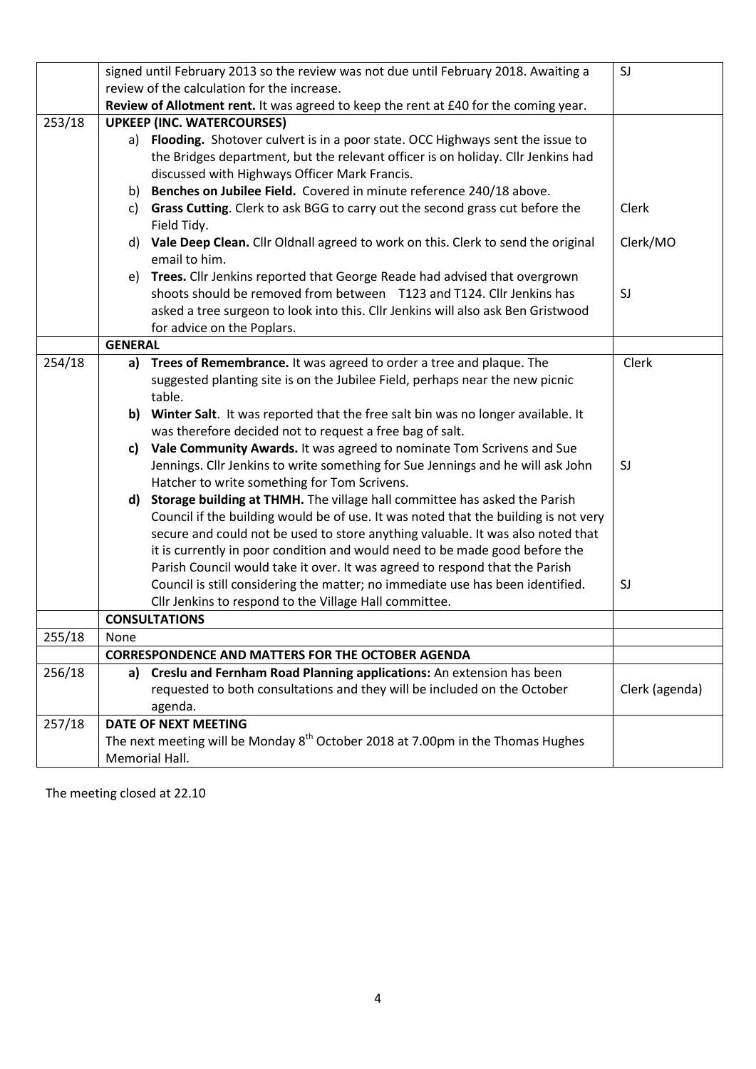| | | |
|---|---|---|
| | signed until February 2013 so the review was not due until February 2018. Awaiting a review of the calculation for the increase.<br>**Review of Allotment rent.** It was agreed to keep the rent at £40 for the coming year. | SJ |
| 253/18 | **UPKEEP (INC. WATERCOURSES)** | |
| | a) **Flooding.** Shotover culvert is in a poor state. OCC Highways sent the issue to the Bridges department, but the relevant officer is on holiday. Cllr Jenkins had discussed with Highways Officer Mark Francis. | |
| | b) **Benches on Jubilee Field.** Covered in minute reference 240/18 above. | |
| | c) **Grass Cutting**. Clerk to ask BGG to carry out the second grass cut before the Field Tidy. | Clerk |
| | d) **Vale Deep Clean.** Cllr Oldnall agreed to work on this. Clerk to send the original email to him. | Clerk/MO |
| | e) **Trees.** Cllr Jenkins reported that George Reade had advised that overgrown shoots should be removed from between T123 and T124. Cllr Jenkins has asked a tree surgeon to look into this. Cllr Jenkins will also ask Ben Gristwood for advice on the Poplars. | SJ |
| | **GENERAL** | |
| 254/18 | **a) Trees of Remembrance.** It was agreed to order a tree and plaque. The suggested planting site is on the Jubilee Field, perhaps near the new picnic table. | Clerk |
| | **b) Winter Salt**. It was reported that the free salt bin was no longer available. It was therefore decided not to request a free bag of salt. | |
| | **c) Vale Community Awards.** It was agreed to nominate Tom Scrivens and Sue Jennings. Cllr Jenkins to write something for Sue Jennings and he will ask John Hatcher to write something for Tom Scrivens. | SJ |
| | **d) Storage building at THMH.** The village hall committee has asked the Parish Council if the building would be of use. It was noted that the building is not very secure and could not be used to store anything valuable. It was also noted that it is currently in poor condition and would need to be made good before the Parish Council would take it over. It was agreed to respond that the Parish Council is still considering the matter; no immediate use has been identified. Cllr Jenkins to respond to the Village Hall committee. | SJ |
| | **CONSULTATIONS** | |
| 255/18 | None | |
| | **CORRESPONDENCE AND MATTERS FOR THE OCTOBER AGENDA** | |
| 256/18 | **a) Creslu and Fernham Road Planning applications:** An extension has been requested to both consultations and they will be included on the October agenda. | Clerk (agenda) |
| 257/18 | **DATE OF NEXT MEETING**<br>The next meeting will be Monday 8th October 2018 at 7.00pm in the Thomas Hughes Memorial Hall. | |

The meeting closed at 22.10